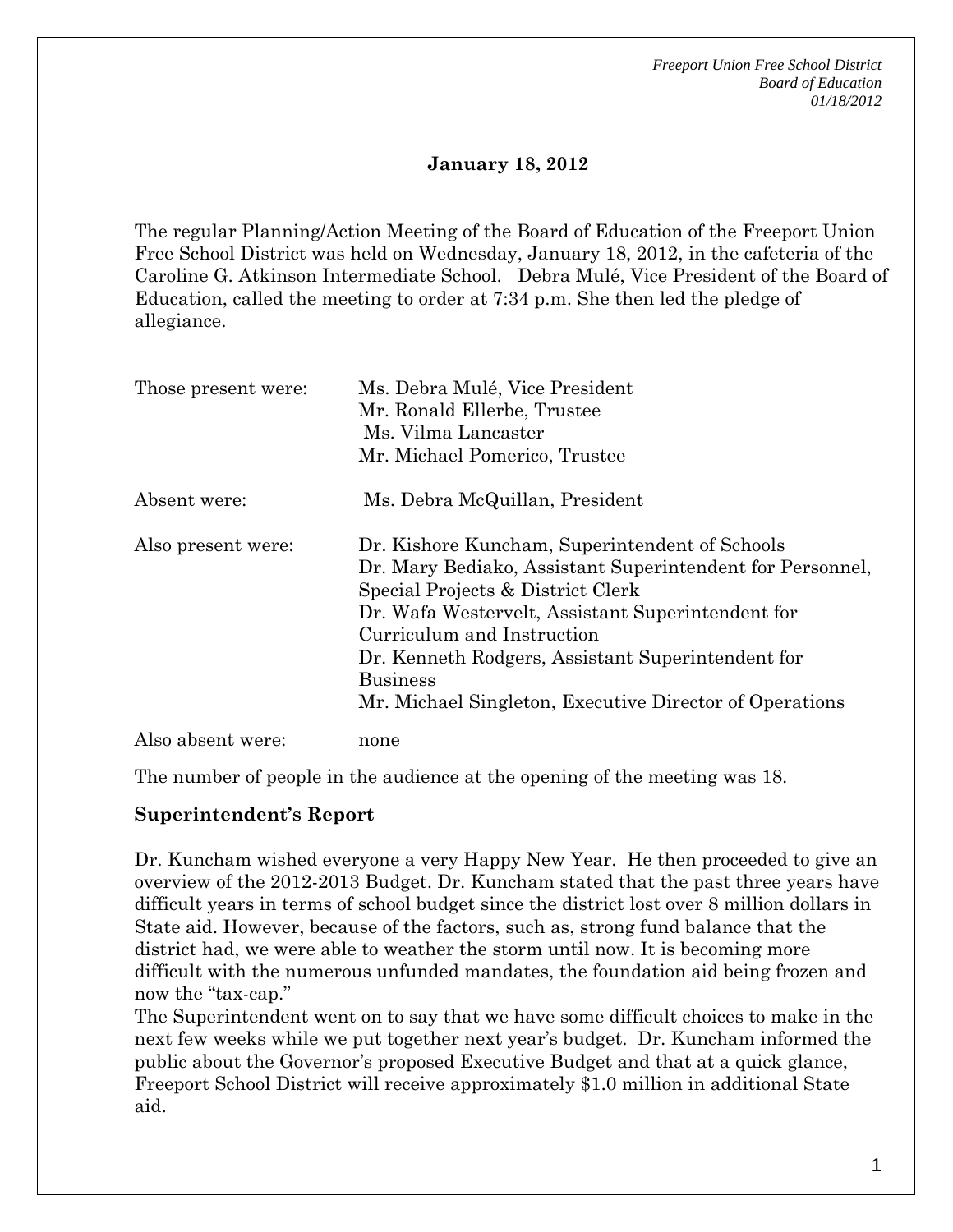**January 18, 2012**

The regular Planning/Action Meeting of the Board of Education of the Freeport Union Free School District was held on Wednesday, January 18, 2012, in the cafeteria of the Caroline G. Atkinson Intermediate School. Debra Mulé, Vice President of the Board of Education, called the meeting to order at 7:34 p.m. She then led the pledge of allegiance.

| | |
|---|---|
| Those present were: | Ms. Debra Mulé, Vice President<br>Mr. Ronald Ellerbe, Trustee<br>Ms. Vilma Lancaster<br>Mr. Michael Pomerico, Trustee |
| Absent were: | Ms. Debra McQuillan, President |
| Also present were: | Dr. Kishore Kuncham, Superintendent of Schools<br>Dr. Mary Bediako, Assistant Superintendent for Personnel, Special Projects & District Clerk<br>Dr. Wafa Westervelt, Assistant Superintendent for Curriculum and Instruction<br>Dr. Kenneth Rodgers, Assistant Superintendent for Business<br>Mr. Michael Singleton, Executive Director of Operations |
| Also absent were: | none |

The number of people in the audience at the opening of the meeting was 18.

**Superintendent's Report**

Dr. Kuncham wished everyone a very Happy New Year. He then proceeded to give an overview of the 2012-2013 Budget. Dr. Kuncham stated that the past three years have difficult years in terms of school budget since the district lost over 8 million dollars in State aid. However, because of the factors, such as, strong fund balance that the district had, we were able to weather the storm until now. It is becoming more difficult with the numerous unfunded mandates, the foundation aid being frozen and now the "tax-cap."

The Superintendent went on to say that we have some difficult choices to make in the next few weeks while we put together next year's budget. Dr. Kuncham informed the public about the Governor's proposed Executive Budget and that at a quick glance, Freeport School District will receive approximately $1.0 million in additional State aid.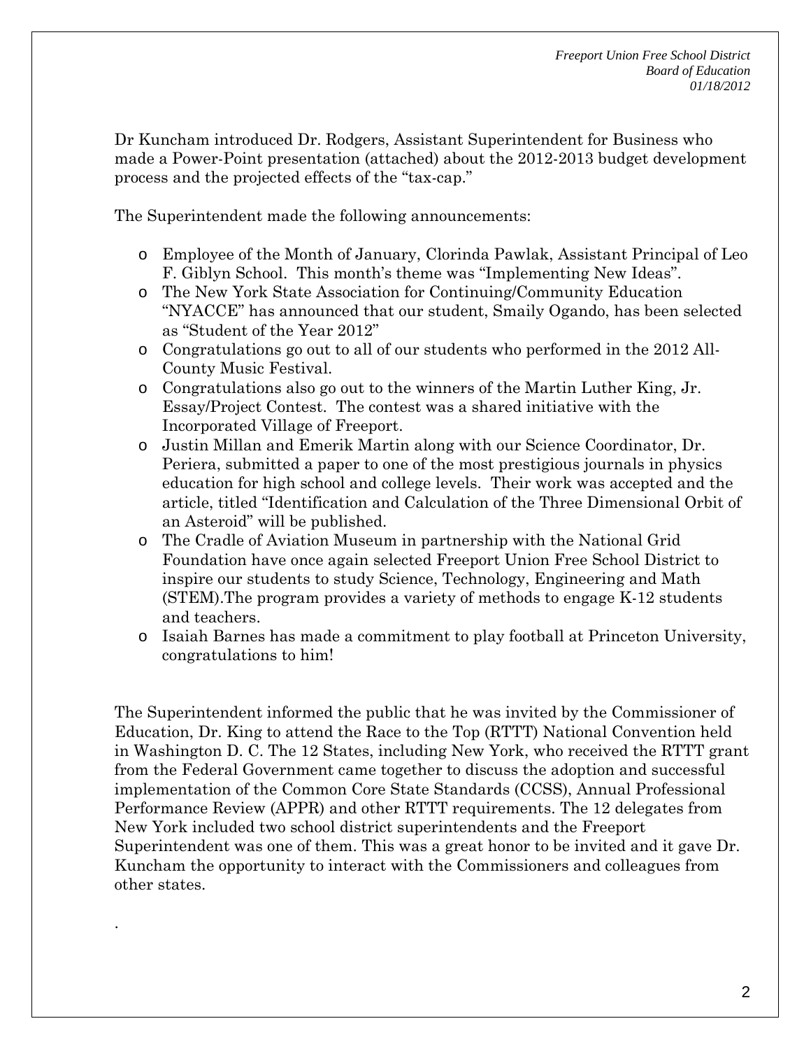Dr Kuncham introduced Dr. Rodgers, Assistant Superintendent for Business who made a Power-Point presentation (attached) about the 2012-2013 budget development process and the projected effects of the "tax-cap."

The Superintendent made the following announcements:

- Employee of the Month of January, Clorinda Pawlak, Assistant Principal of Leo F. Giblyn School. This month's theme was "Implementing New Ideas".
- The New York State Association for Continuing/Community Education "NYACCE" has announced that our student, Smaily Ogando, has been selected as "Student of the Year 2012"
- Congratulations go out to all of our students who performed in the 2012 All-County Music Festival.
- Congratulations also go out to the winners of the Martin Luther King, Jr. Essay/Project Contest. The contest was a shared initiative with the Incorporated Village of Freeport.
- Justin Millan and Emerik Martin along with our Science Coordinator, Dr. Periera, submitted a paper to one of the most prestigious journals in physics education for high school and college levels. Their work was accepted and the article, titled "Identification and Calculation of the Three Dimensional Orbit of an Asteroid" will be published.
- The Cradle of Aviation Museum in partnership with the National Grid Foundation have once again selected Freeport Union Free School District to inspire our students to study Science, Technology, Engineering and Math (STEM).The program provides a variety of methods to engage K-12 students and teachers.
- Isaiah Barnes has made a commitment to play football at Princeton University, congratulations to him!

The Superintendent informed the public that he was invited by the Commissioner of Education, Dr. King to attend the Race to the Top (RTTT) National Convention held in Washington D. C. The 12 States, including New York, who received the RTTT grant from the Federal Government came together to discuss the adoption and successful implementation of the Common Core State Standards (CCSS), Annual Professional Performance Review (APPR) and other RTTT requirements. The 12 delegates from New York included two school district superintendents and the Freeport Superintendent was one of them. This was a great honor to be invited and it gave Dr. Kuncham the opportunity to interact with the Commissioners and colleagues from other states.

.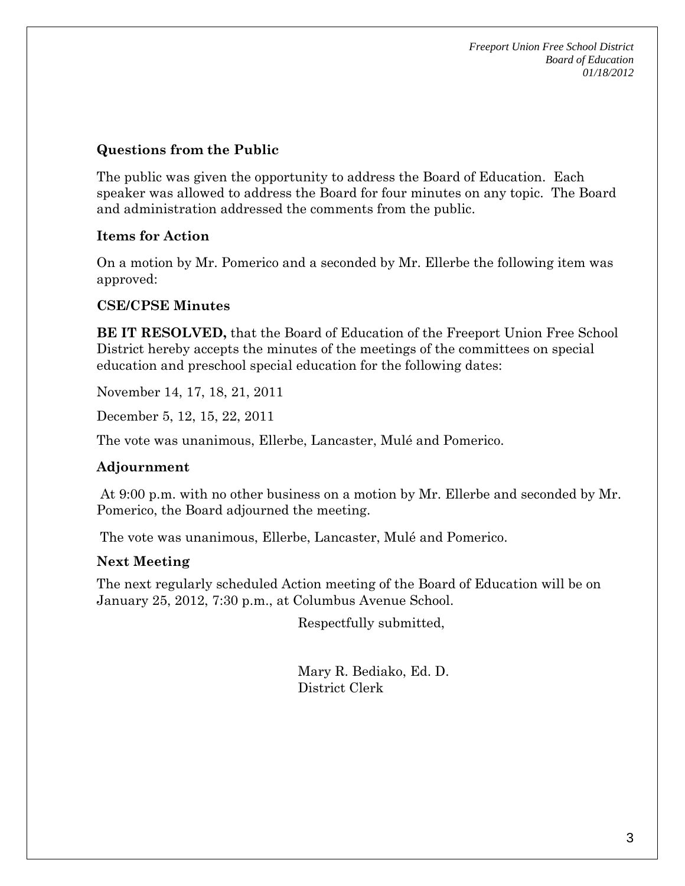### Questions from the Public

The public was given the opportunity to address the Board of Education. Each speaker was allowed to address the Board for four minutes on any topic. The Board and administration addressed the comments from the public.

### Items for Action

On a motion by Mr. Pomerico and a seconded by Mr. Ellerbe the following item was approved:

### CSE/CPSE Minutes

**BE IT RESOLVED,** that the Board of Education of the Freeport Union Free School District hereby accepts the minutes of the meetings of the committees on special education and preschool special education for the following dates:

November 14, 17, 18, 21, 2011

December 5, 12, 15, 22, 2011

The vote was unanimous, Ellerbe, Lancaster, Mulé and Pomerico.

### Adjournment

At 9:00 p.m. with no other business on a motion by Mr. Ellerbe and seconded by Mr. Pomerico, the Board adjourned the meeting.

The vote was unanimous, Ellerbe, Lancaster, Mulé and Pomerico.

### Next Meeting

The next regularly scheduled Action meeting of the Board of Education will be on January 25, 2012, 7:30 p.m., at Columbus Avenue School.

Respectfully submitted,

Mary R. Bediako, Ed. D.
District Clerk